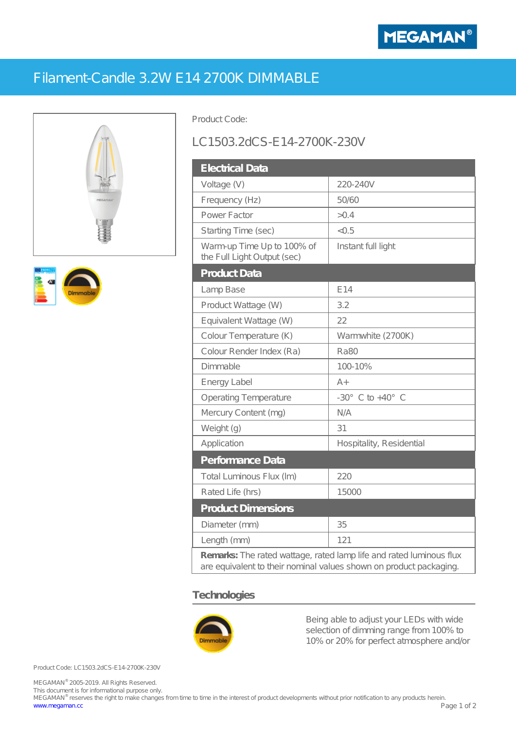MEGAMAN®

# Filament-Candle 3.2W E14 2700K DIMMABLE

Product Code:

LC1503.2dCS-E14-2700K-230V

| Electrical Data | |
|---|---|
| Voltage (V) | 220-240V |
| Frequency (Hz) | 50/60 |
| Power Factor | >0.4 |
| Starting Time (sec) | <0.5 |
| Warm-up Time Up to 100% of the Full Light Output (sec) | Instant full light |
| **Product Data** | |
| Lamp Base | E14 |
| Product Wattage (W) | 3.2 |
| Equivalent Wattage (W) | 22 |
| Colour Temperature (K) | Warmwhite (2700K) |
| Colour Render Index (Ra) | Ra80 |
| Dimmable | 100-10% |
| Energy Label | A+ |
| Operating Temperature | -30° C to +40° C |
| Mercury Content (mg) | N/A |
| Weight (g) | 31 |
| Application | Hospitality, Residential |
| **Performance Data** | |
| Total Luminous Flux (lm) | 220 |
| Rated Life (hrs) | 15000 |
| **Product Dimensions** | |
| Diameter (mm) | 35 |
| Length (mm) | 121 |

**Remarks:** The rated wattage, rated lamp life and rated luminous flux are equivalent to their nominal values shown on product packaging.

## Technologies

Dimmable

Being able to adjust your LEDs with wide selection of dimming range from 100% to 10% or 20% for perfect atmosphere and/or

Product Code: LC1503.2dCS-E14-2700K-230V

MEGAMAN® 2005-2019. All Rights Reserved.
This document is for informational purpose only.
MEGAMAN® reserves the right to make changes from time to time in the interest of product developments without prior notification to any products herein.
www.megaman.cc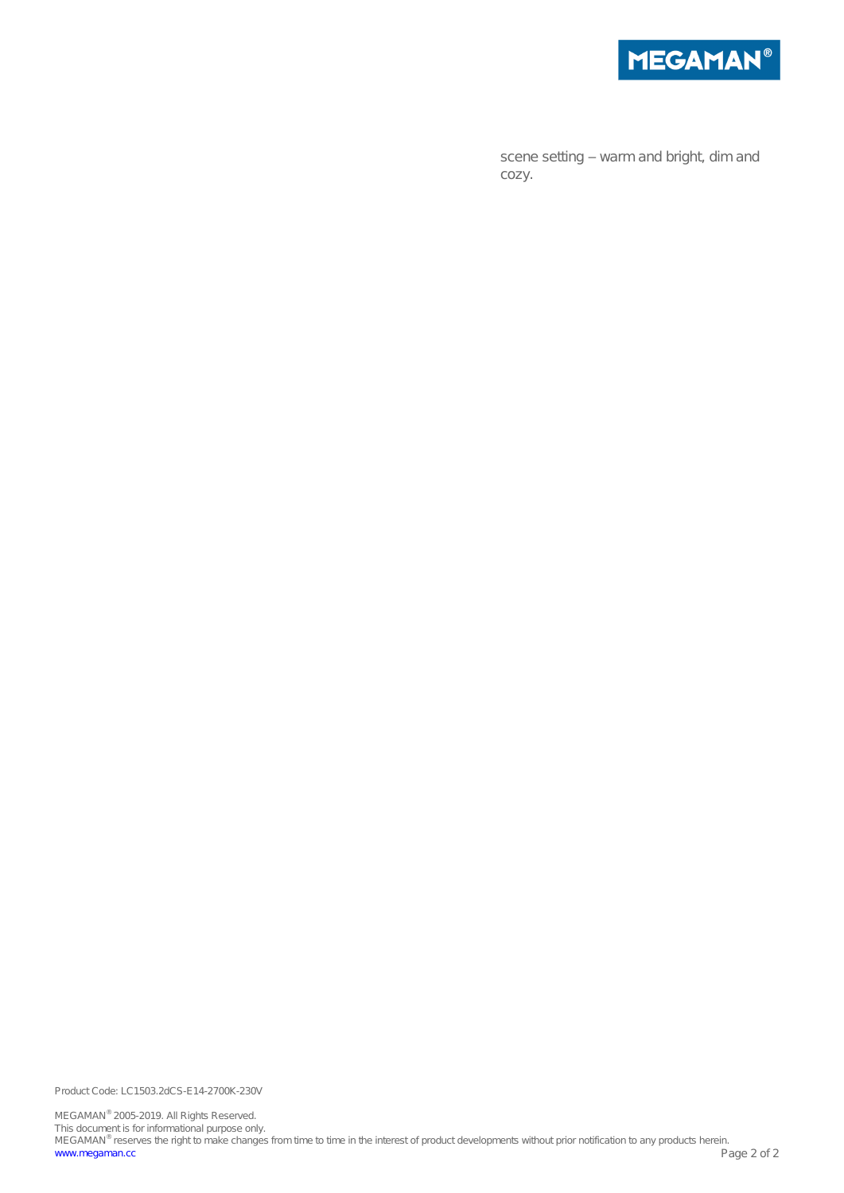scene setting – warm and bright, dim and cozy.

Product Code: LC1503.2dCS-E14-2700K-230V

MEGAMAN® 2005-2019. All Rights Reserved.
This document is for informational purpose only.
MEGAMAN® reserves the right to make changes from time to time in the interest of product developments without prior notification to any products herein.
www.megaman.cc